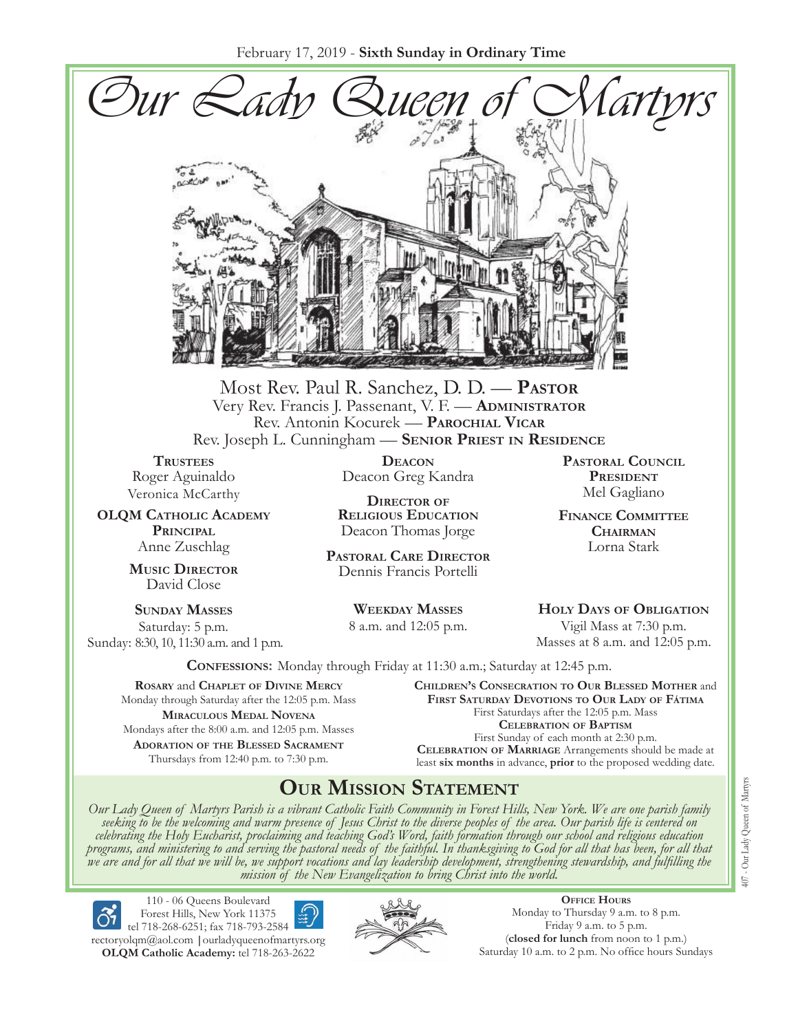February 17, 2019 - **Sixth Sunday in Ordinary Time**

# *Our Lady Queen of Martyrs*

Most Rev. Paul R. Sanchez, D. D. — **Pastor**
Very Rev. Francis J. Passenant, V. F. — **Administrator**
Rev. Antonin Kocurek — **Parochial Vicar**
Rev. Joseph L. Cunningham — **Senior Priest in Residence**

**Trustees**
Roger Aguinaldo
Veronica McCarthy

**OLQM Catholic Academy Principal**
Anne Zuschlag

**Music Director**
David Close

**Deacon**
Deacon Greg Kandra

**Director of Religious Education**
Deacon Thomas Jorge

**Pastoral Care Director**
Dennis Francis Portelli

**Pastoral Council President**
Mel Gagliano

**Finance Committee Chairman**
Lorna Stark

**Sunday Masses**
Saturday: 5 p.m.
Sunday: 8:30, 10, 11:30 a.m. and 1 p.m.

**Weekday Masses**
8 a.m. and 12:05 p.m.

**Holy Days of Obligation**
Vigil Mass at 7:30 p.m.
Masses at 8 a.m. and 12:05 p.m.

**Confessions:** Monday through Friday at 11:30 a.m.; Saturday at 12:45 p.m.

**Rosary** and **Chaplet of Divine Mercy**
Monday through Saturday after the 12:05 p.m. Mass

**Miraculous Medal Novena**
Mondays after the 8:00 a.m. and 12:05 p.m. Masses

**Adoration of the Blessed Sacrament**
Thursdays from 12:40 p.m. to 7:30 p.m.

**Children's Consecration to Our Blessed Mother** and **First Saturday Devotions to Our Lady of Fátima**
First Saturdays after the 12:05 p.m. Mass

**Celebration of Baptism**
First Sunday of each month at 2:30 p.m.

**Celebration of Marriage** Arrangements should be made at least **six months** in advance, **prior** to the proposed wedding date.

## Our Mission Statement

*Our Lady Queen of Martyrs Parish is a vibrant Catholic Faith Community in Forest Hills, New York. We are one parish family seeking to be the welcoming and warm presence of Jesus Christ to the diverse peoples of the area. Our parish life is centered on celebrating the Holy Eucharist, proclaiming and teaching God's Word, faith formation through our school and religious education programs, and ministering to and serving the pastoral needs of the faithful. In thanksgiving to God for all that has been, for all that we are and for all that we will be, we support vocations and lay leadership development, strengthening stewardship, and fulfilling the mission of the New Evangelization to bring Christ into the world.*

110 - 06 Queens Boulevard
Forest Hills, New York 11375
tel 718-268-6251; fax 718-793-2584
rectoryolqm@aol.com | ourladyqueenofmartyrs.org
**OLQM Catholic Academy:** tel 718-263-2622

**Office Hours**
Monday to Thursday 9 a.m. to 8 p.m.
Friday 9 a.m. to 5 p.m.
(**closed for lunch** from noon to 1 p.m.)
Saturday 10 a.m. to 2 p.m. No office hours Sundays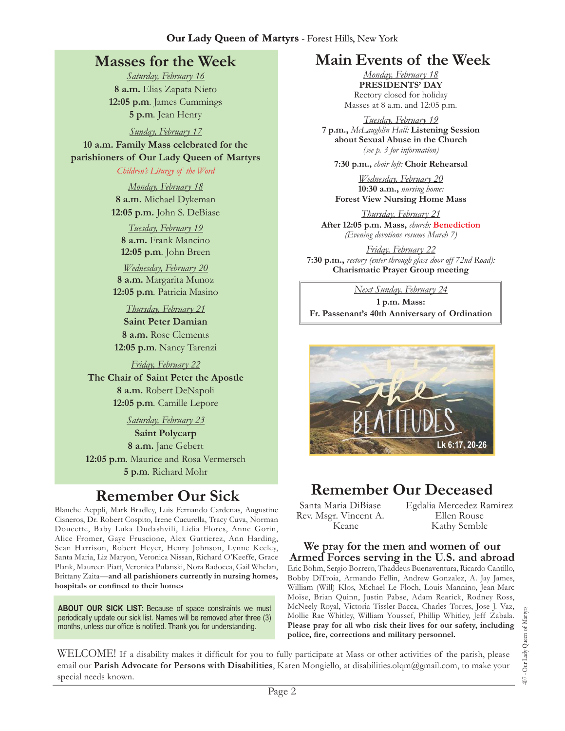## Masses for the Week

*Saturday, February 16*
**8 a.m.** Elias Zapata Nieto
**12:05 p.m**. James Cummings
**5 p.m**. Jean Henry

*Sunday, February 17*
**10 a.m. Family Mass celebrated for the parishioners of Our Lady Queen of Martyrs**
*Children's Liturgy of the Word*

*Monday, February 18*
**8 a.m.** Michael Dykeman
**12:05 p.m.** John S. DeBiase

*Tuesday, February 19*
**8 a.m.** Frank Mancino
**12:05 p.m**. John Breen

*Wednesday, February 20*
**8 a.m.** Margarita Munoz
**12:05 p.m**. Patricia Masino

*Thursday, February 21*
**Saint Peter Damian**
**8 a.m.** Rose Clements
**12:05 p.m**. Nancy Tarenzi

*Friday, February 22*
**The Chair of Saint Peter the Apostle**
**8 a.m.** Robert DeNapoli
**12:05 p.m**. Camille Lepore

*Saturday, February 23*
**Saint Polycarp**
**8 a.m.** Jane Gebert
**12:05 p.m**. Maurice and Rosa Vermersch
**5 p.m**. Richard Mohr

## Remember Our Sick

Blanche Aeppli, Mark Bradley, Luis Fernando Cardenas, Augustine Cisneros, Dr. Robert Cospito, Irene Cucurella, Tracy Cuva, Norman Doucette, Baby Luka Dudashvili, Lidia Flores, Anne Gorin, Alice Fromer, Gaye Fruscione, Alex Guttierez, Ann Harding, Sean Harrison, Robert Heyer, Henry Johnson, Lynne Keeley, Santa Maria, Liz Maryon, Veronica Nissan, Richard O'Keeffe, Grace Plank, Maureen Piatt, Veronica Pulanski, Nora Radocea, Gail Whelan, Brittany Zaita—**and all parishioners currently in nursing homes, hospitals or confined to their homes**

**ABOUT OUR SICK LIST:** Because of space constraints we must periodically update our sick list. Names will be removed after three (3) months, unless our office is notified. Thank you for understanding.

## Main Events of the Week

*Monday, February 18*
**PRESIDENTS' DAY**
Rectory closed for holiday
Masses at 8 a.m. and 12:05 p.m.

*Tuesday, February 19*
**7 p.m.,** *McLaughlin Hall:* **Listening Session about Sexual Abuse in the Church**
*(see p. 3 for information)*

**7:30 p.m.,** *choir loft:* **Choir Rehearsal**

*Wednesday, February 20*
**10:30 a.m.,** *nursing home:*
**Forest View Nursing Home Mass**

*Thursday, February 21*
**After 12:05 p.m. Mass,** *church:* **Benediction**
*(Evening devotions resume March 7)*

*Friday, February 22*
**7:30 p.m.,** *rectory (enter through glass door off 72nd Road):*
**Charismatic Prayer Group meeting**

*Next Sunday, February 24*
**1 p.m. Mass:**
**Fr. Passenant's 40th Anniversary of Ordination**

The Beatitudes — Lk 6:17, 20-26

## Remember Our Deceased

Santa Maria DiBiase
Rev. Msgr. Vincent A. Keane
Egdalia Mercedez Ramirez
Ellen Rouse
Kathy Semble

### We pray for the men and women of our Armed Forces serving in the U.S. and abroad

Eric Böhm, Sergio Borrero, Thaddeus Buenaventura, Ricardo Cantillo, Bobby DiTroia, Armando Fellin, Andrew Gonzalez, A. Jay James, William (Will) Klos, Michael Le Floch, Louis Mannino, Jean-Marc Moïse, Brian Quinn, Justin Pabse, Adam Rearick, Rodney Ross, McNeely Royal, Victoria Tissler-Bacca, Charles Torres, Jose J. Vaz, Mollie Rae Whitley, William Youssef, Phillip Whitley, Jeff Zabala. **Please pray for all who risk their lives for our safety, including police, fire, corrections and military personnel.**

WELCOME! If a disability makes it difficult for you to fully participate at Mass or other activities of the parish, please email our **Parish Advocate for Persons with Disabilities**, Karen Mongiello, at disabilities.olqm@gmail.com, to make your special needs known.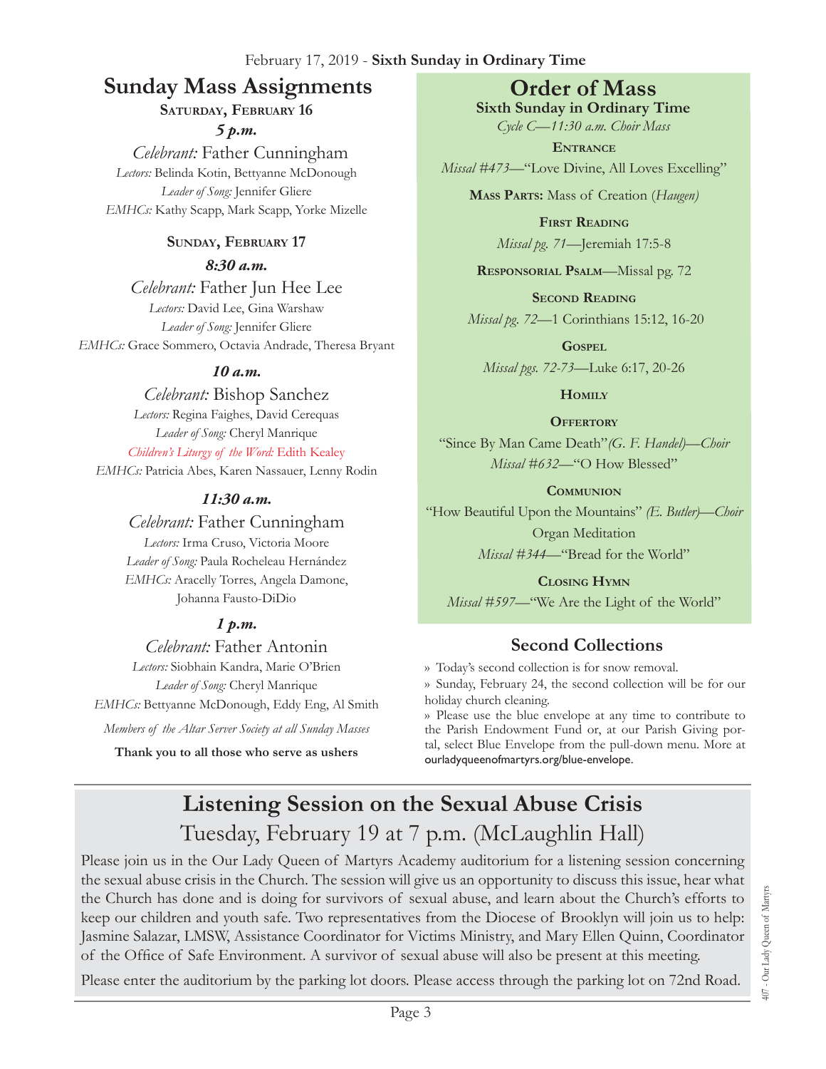February 17, 2019 - **Sixth Sunday in Ordinary Time**

## Sunday Mass Assignments

**Saturday, February 16**

***5 p.m.***

*Celebrant:* Father Cunningham
*Lectors:* Belinda Kotin, Bettyanne McDonough
*Leader of Song:* Jennifer Gliere
*EMHCs:* Kathy Scapp, Mark Scapp, Yorke Mizelle

**Sunday, February 17**

***8:30 a.m.***

*Celebrant:* Father Jun Hee Lee
*Lectors:* David Lee, Gina Warshaw
*Leader of Song:* Jennifer Gliere
*EMHCs:* Grace Sommero, Octavia Andrade, Theresa Bryant

***10 a.m.***

*Celebrant:* Bishop Sanchez
*Lectors:* Regina Faighes, David Cerequas
*Leader of Song:* Cheryl Manrique
*Children's Liturgy of the Word:* Edith Kealey
*EMHCs:* Patricia Abes, Karen Nassauer, Lenny Rodin

***11:30 a.m.***

*Celebrant:* Father Cunningham
*Lectors:* Irma Cruso, Victoria Moore
*Leader of Song:* Paula Rocheleau Hernández
*EMHCs:* Aracelly Torres, Angela Damone, Johanna Fausto-DiDio

***1 p.m.***

*Celebrant:* Father Antonin
*Lectors:* Siobhain Kandra, Marie O'Brien
*Leader of Song:* Cheryl Manrique
*EMHCs:* Bettyanne McDonough, Eddy Eng, Al Smith

*Members of the Altar Server Society at all Sunday Masses*

**Thank you to all those who serve as ushers**

## Order of Mass

**Sixth Sunday in Ordinary Time**

*Cycle C—11:30 a.m. Choir Mass*

**Entrance**

*Missal #473*—"Love Divine, All Loves Excelling"

**Mass Parts:** Mass of Creation (*Haugen)*

**First Reading**

*Missal pg. 71*—Jeremiah 17:5-8

**Responsorial Psalm**—Missal pg. 72

**Second Reading**

*Missal pg. 72*—1 Corinthians 15:12, 16-20

**Gospel**

*Missal pgs. 72-73*—Luke 6:17, 20-26

**Homily**

**Offertory**

"Since By Man Came Death" *(G. F. Handel)—Choir*
*Missal #632*—"O How Blessed"

**Communion**

"How Beautiful Upon the Mountains" *(E. Butler)—Choir*
Organ Meditation
*Missal #344*—"Bread for the World"

**Closing Hymn**

*Missal #597*—"We Are the Light of the World"

## Second Collections

» Today's second collection is for snow removal.

» Sunday, February 24, the second collection will be for our holiday church cleaning.

» Please use the blue envelope at any time to contribute to the Parish Endowment Fund or, at our Parish Giving portal, select Blue Envelope from the pull-down menu. More at ourladyqueenofmartyrs.org/blue-envelope.

## Listening Session on the Sexual Abuse Crisis

### Tuesday, February 19 at 7 p.m. (McLaughlin Hall)

Please join us in the Our Lady Queen of Martyrs Academy auditorium for a listening session concerning the sexual abuse crisis in the Church. The session will give us an opportunity to discuss this issue, hear what the Church has done and is doing for survivors of sexual abuse, and learn about the Church's efforts to keep our children and youth safe. Two representatives from the Diocese of Brooklyn will join us to help: Jasmine Salazar, LMSW, Assistance Coordinator for Victims Ministry, and Mary Ellen Quinn, Coordinator of the Office of Safe Environment. A survivor of sexual abuse will also be present at this meeting.

Please enter the auditorium by the parking lot doors. Please access through the parking lot on 72nd Road.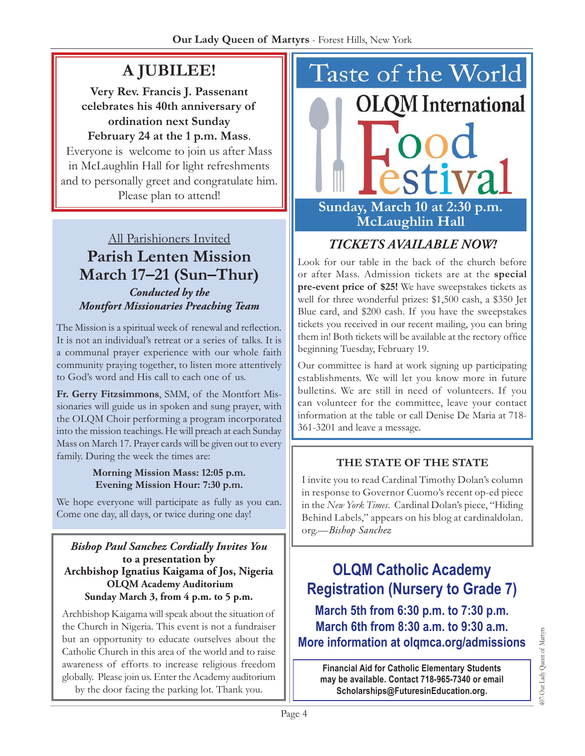## A JUBILEE!

**Very Rev. Francis J. Passenant celebrates his 40th anniversary of ordination next Sunday February 24 at the 1 p.m. Mass**. Everyone is welcome to join us after Mass in McLaughlin Hall for light refreshments and to personally greet and congratulate him. Please plan to attend!

All Parishioners Invited

## Parish Lenten Mission March 17–21 (Sun–Thur)

***Conducted by the Montfort Missionaries Preaching Team***

The Mission is a spiritual week of renewal and reflection. It is not an individual's retreat or a series of talks. It is a communal prayer experience with our whole faith community praying together, to listen more attentively to God's word and His call to each one of us.

**Fr. Gerry Fitzsimmons**, SMM, of the Montfort Missionaries will guide us in spoken and sung prayer, with the OLQM Choir performing a program incorporated into the mission teachings. He will preach at each Sunday Mass on March 17. Prayer cards will be given out to every family. During the week the times are:

**Morning Mission Mass: 12:05 p.m.**
**Evening Mission Hour: 7:30 p.m.**

We hope everyone will participate as fully as you can. Come one day, all days, or twice during one day!

***Bishop Paul Sanchez Cordially Invites You***
**to a presentation by**
**Archbishop Ignatius Kaigama of Jos, Nigeria**
**OLQM Academy Auditorium**
**Sunday March 3, from 4 p.m. to 5 p.m.**

Archbishop Kaigama will speak about the situation of the Church in Nigeria. This event is not a fundraiser but an opportunity to educate ourselves about the Catholic Church in this area of the world and to raise awareness of efforts to increase religious freedom globally. Please join us. Enter the Academy auditorium by the door facing the parking lot. Thank you.

## Taste of the World

## OLQM International Food Festival

**Sunday, March 10 at 2:30 p.m.**
**McLaughlin Hall**

### *TICKETS AVAILABLE NOW!*

Look for our table in the back of the church before or after Mass. Admission tickets are at the **special pre-event price of $25!** We have sweepstakes tickets as well for three wonderful prizes: $1,500 cash, a $350 Jet Blue card, and $200 cash. If you have the sweepstakes tickets you received in our recent mailing, you can bring them in! Both tickets will be available at the rectory office beginning Tuesday, February 19.

Our committee is hard at work signing up participating establishments. We will let you know more in future bulletins. We are still in need of volunteers. If you can volunteer for the committee, leave your contact information at the table or call Denise De Maria at 718-361-3201 and leave a message.

### THE STATE OF THE STATE

I invite you to read Cardinal Timothy Dolan's column in response to Governor Cuomo's recent op-ed piece in the *New York Times*. Cardinal Dolan's piece, "Hiding Behind Labels," appears on his blog at cardinaldolan.org.—*Bishop Sanchez*

## OLQM Catholic Academy Registration (Nursery to Grade 7)

**March 5th from 6:30 p.m. to 7:30 p.m.**
**March 6th from 8:30 a.m. to 9:30 a.m.**
**More information at olqmca.org/admissions**

**Financial Aid for Catholic Elementary Students may be available. Contact 718-965-7340 or email Scholarships@FuturesinEducation.org.**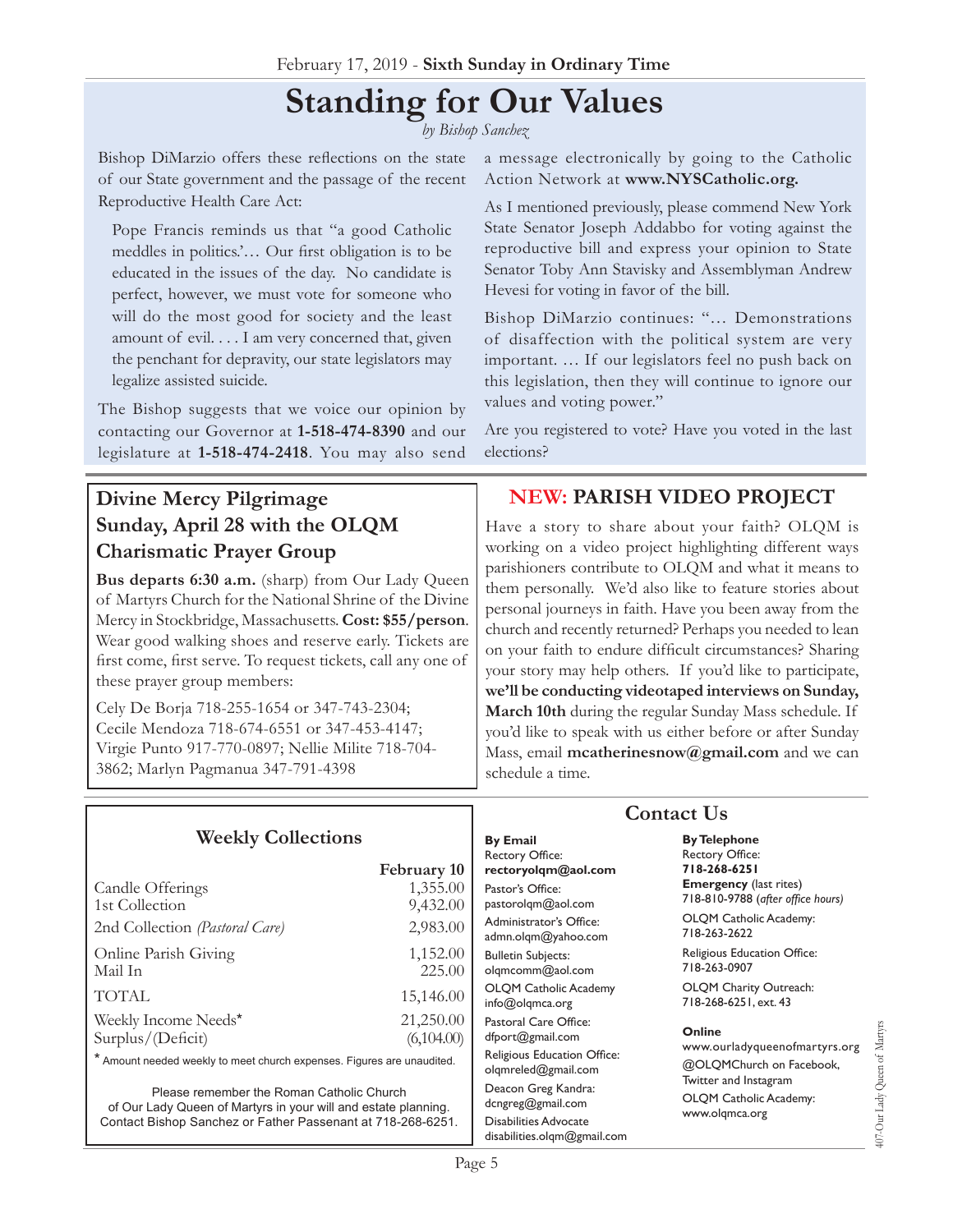February 17, 2019 - **Sixth Sunday in Ordinary Time**

# Standing for Our Values

*by Bishop Sanchez*

Bishop DiMarzio offers these reflections on the state of our State government and the passage of the recent Reproductive Health Care Act:

> Pope Francis reminds us that "a good Catholic meddles in politics.'… Our first obligation is to be educated in the issues of the day. No candidate is perfect, however, we must vote for someone who will do the most good for society and the least amount of evil. . . . I am very concerned that, given the penchant for depravity, our state legislators may legalize assisted suicide.

The Bishop suggests that we voice our opinion by contacting our Governor at **1-518-474-8390** and our legislature at **1-518-474-2418**. You may also send a message electronically by going to the Catholic Action Network at **www.NYSCatholic.org.**

As I mentioned previously, please commend New York State Senator Joseph Addabbo for voting against the reproductive bill and express your opinion to State Senator Toby Ann Stavisky and Assemblyman Andrew Hevesi for voting in favor of the bill.

Bishop DiMarzio continues: "… Demonstrations of disaffection with the political system are very important. … If our legislators feel no push back on this legislation, then they will continue to ignore our values and voting power."

Are you registered to vote? Have you voted in the last elections?

## Divine Mercy Pilgrimage Sunday, April 28 with the OLQM Charismatic Prayer Group

**Bus departs 6:30 a.m.** (sharp) from Our Lady Queen of Martyrs Church for the National Shrine of the Divine Mercy in Stockbridge, Massachusetts. **Cost: $55/person**. Wear good walking shoes and reserve early. Tickets are first come, first serve. To request tickets, call any one of these prayer group members:

Cely De Borja 718-255-1654 or 347-743-2304; Cecile Mendoza 718-674-6551 or 347-453-4147; Virgie Punto 917-770-0897; Nellie Milite 718-704-3862; Marlyn Pagmanua 347-791-4398

## NEW: PARISH VIDEO PROJECT

Have a story to share about your faith? OLQM is working on a video project highlighting different ways parishioners contribute to OLQM and what it means to them personally. We'd also like to feature stories about personal journeys in faith. Have you been away from the church and recently returned? Perhaps you needed to lean on your faith to endure difficult circumstances? Sharing your story may help others. If you'd like to participate, **we'll be conducting videotaped interviews on Sunday, March 10th** during the regular Sunday Mass schedule. If you'd like to speak with us either before or after Sunday Mass, email **mcatherinesnow@gmail.com** and we can schedule a time.

## Weekly Collections

| | February 10 |
|---|---|
| Candle Offerings | 1,355.00 |
| 1st Collection | 9,432.00 |
| 2nd Collection *(Pastoral Care)* | 2,983.00 |
| Online Parish Giving | 1,152.00 |
| Mail In | 225.00 |
| TOTAL | 15,146.00 |
| Weekly Income Needs* | 21,250.00 |
| Surplus/(Deficit) | (6,104.00) |

\* Amount needed weekly to meet church expenses. Figures are unaudited.

Please remember the Roman Catholic Church of Our Lady Queen of Martyrs in your will and estate planning. Contact Bishop Sanchez or Father Passenant at 718-268-6251.

## Contact Us

**By Email**

Rectory Office: **rectoryolqm@aol.com**

Pastor's Office: pastorolqm@aol.com

Administrator's Office: admn.olqm@yahoo.com

Bulletin Subjects: olqmcomm@aol.com

OLQM Catholic Academy info@olqmca.org

Pastoral Care Office: dfport@gmail.com

Religious Education Office: olqmreled@gmail.com

Deacon Greg Kandra: dcngreg@gmail.com

Disabilities Advocate disabilities.olqm@gmail.com

**By Telephone**

Rectory Office: **718-268-6251**

**Emergency** (last rites) 718-810-9788 (*after office hours)*

OLQM Catholic Academy: 718-263-2622

Religious Education Office: 718-263-0907

OLQM Charity Outreach: 718-268-6251, ext. 43

**Online**

www.ourladyqueenofmartyrs.org

@OLQMChurch on Facebook, Twitter and Instagram

OLQM Catholic Academy: www.olqmca.org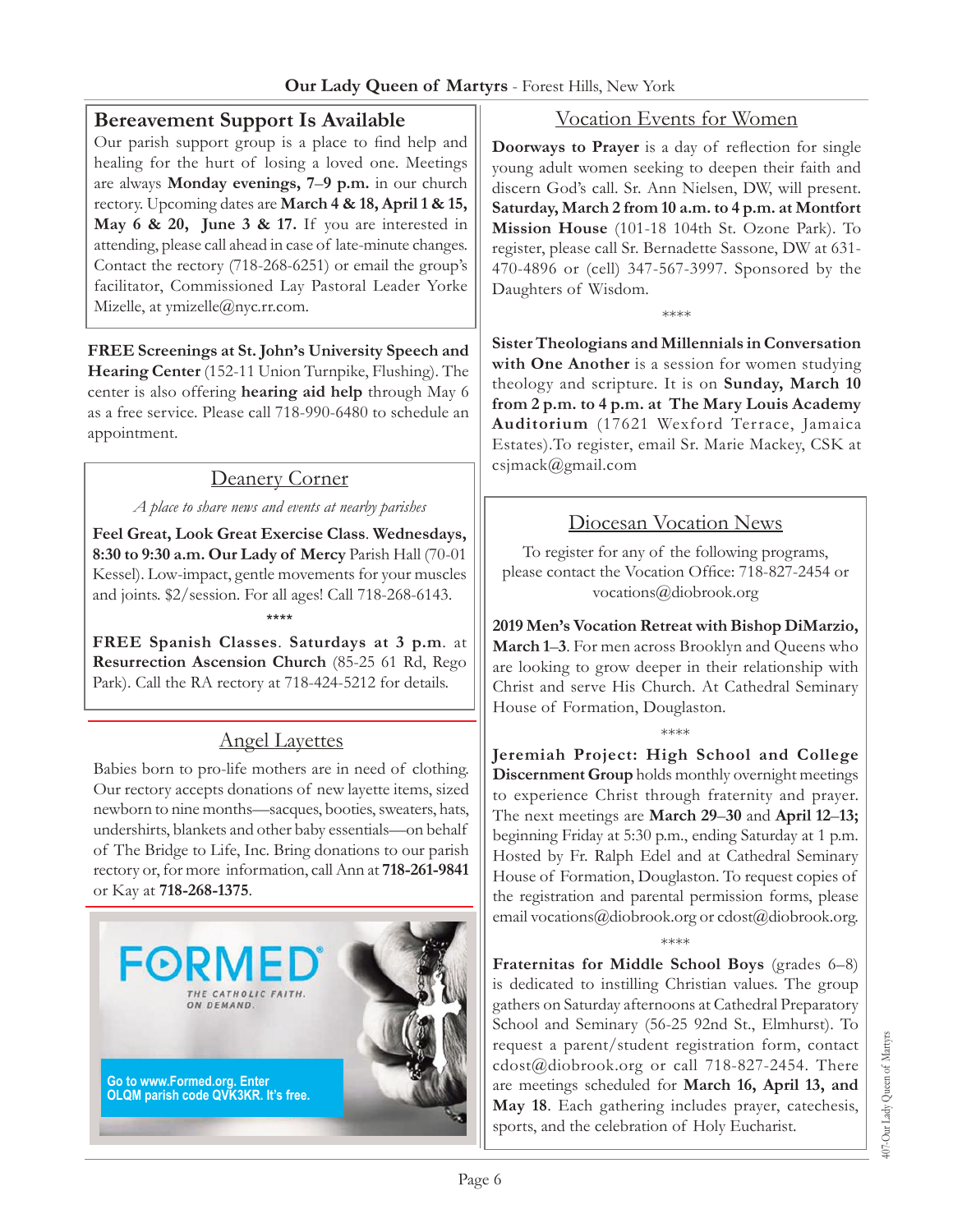## Bereavement Support Is Available

Our parish support group is a place to find help and healing for the hurt of losing a loved one. Meetings are always **Monday evenings, 7–9 p.m.** in our church rectory. Upcoming dates are **March 4 & 18, April 1 & 15, May 6 & 20, June 3 & 17.** If you are interested in attending, please call ahead in case of late-minute changes. Contact the rectory (718-268-6251) or email the group's facilitator, Commissioned Lay Pastoral Leader Yorke Mizelle, at ymizelle@nyc.rr.com.

**FREE Screenings at St. John's University Speech and Hearing Center** (152-11 Union Turnpike, Flushing). The center is also offering **hearing aid help** through May 6 as a free service. Please call 718-990-6480 to schedule an appointment.

## Deanery Corner

*A place to share news and events at nearby parishes*

**Feel Great, Look Great Exercise Class**. **Wednesdays, 8:30 to 9:30 a.m. Our Lady of Mercy** Parish Hall (70-01 Kessel). Low-impact, gentle movements for your muscles and joints. $2/session. For all ages! Call 718-268-6143.

\*\*\*\*

**FREE Spanish Classes**. **Saturdays at 3 p.m**. at **Resurrection Ascension Church** (85-25 61 Rd, Rego Park). Call the RA rectory at 718-424-5212 for details.

## Angel Layettes

Babies born to pro-life mothers are in need of clothing. Our rectory accepts donations of new layette items, sized newborn to nine months—sacques, booties, sweaters, hats, undershirts, blankets and other baby essentials—on behalf of The Bridge to Life, Inc. Bring donations to our parish rectory or, for more information, call Ann at **718-261-9841** or Kay at **718-268-1375**.

FORMED
THE CATHOLIC FAITH. ON DEMAND.

**Go to www.Formed.org. Enter OLQM parish code QVK3KR. It's free.**

## Vocation Events for Women

**Doorways to Prayer** is a day of reflection for single young adult women seeking to deepen their faith and discern God's call. Sr. Ann Nielsen, DW, will present. **Saturday, March 2 from 10 a.m. to 4 p.m. at Montfort Mission House** (101-18 104th St. Ozone Park). To register, please call Sr. Bernadette Sassone, DW at 631-470-4896 or (cell) 347-567-3997. Sponsored by the Daughters of Wisdom.

\*\*\*\*

**Sister Theologians and Millennials in Conversation with One Another** is a session for women studying theology and scripture. It is on **Sunday, March 10 from 2 p.m. to 4 p.m. at The Mary Louis Academy Auditorium** (17621 Wexford Terrace, Jamaica Estates).To register, email Sr. Marie Mackey, CSK at csjmack@gmail.com

## Diocesan Vocation News

To register for any of the following programs, please contact the Vocation Office: 718-827-2454 or vocations@diobrook.org

**2019 Men's Vocation Retreat with Bishop DiMarzio, March 1–3**. For men across Brooklyn and Queens who are looking to grow deeper in their relationship with Christ and serve His Church. At Cathedral Seminary House of Formation, Douglaston.

\*\*\*\*

**Jeremiah Project: High School and College Discernment Group** holds monthly overnight meetings to experience Christ through fraternity and prayer. The next meetings are **March 29–30** and **April 12–13;** beginning Friday at 5:30 p.m., ending Saturday at 1 p.m. Hosted by Fr. Ralph Edel and at Cathedral Seminary House of Formation, Douglaston. To request copies of the registration and parental permission forms, please email vocations@diobrook.org or cdost@diobrook.org.

\*\*\*\*

**Fraternitas for Middle School Boys** (grades 6–8) is dedicated to instilling Christian values. The group gathers on Saturday afternoons at Cathedral Preparatory School and Seminary (56-25 92nd St., Elmhurst). To request a parent/student registration form, contact cdost@diobrook.org or call 718-827-2454. There are meetings scheduled for **March 16, April 13, and May 18**. Each gathering includes prayer, catechesis, sports, and the celebration of Holy Eucharist.